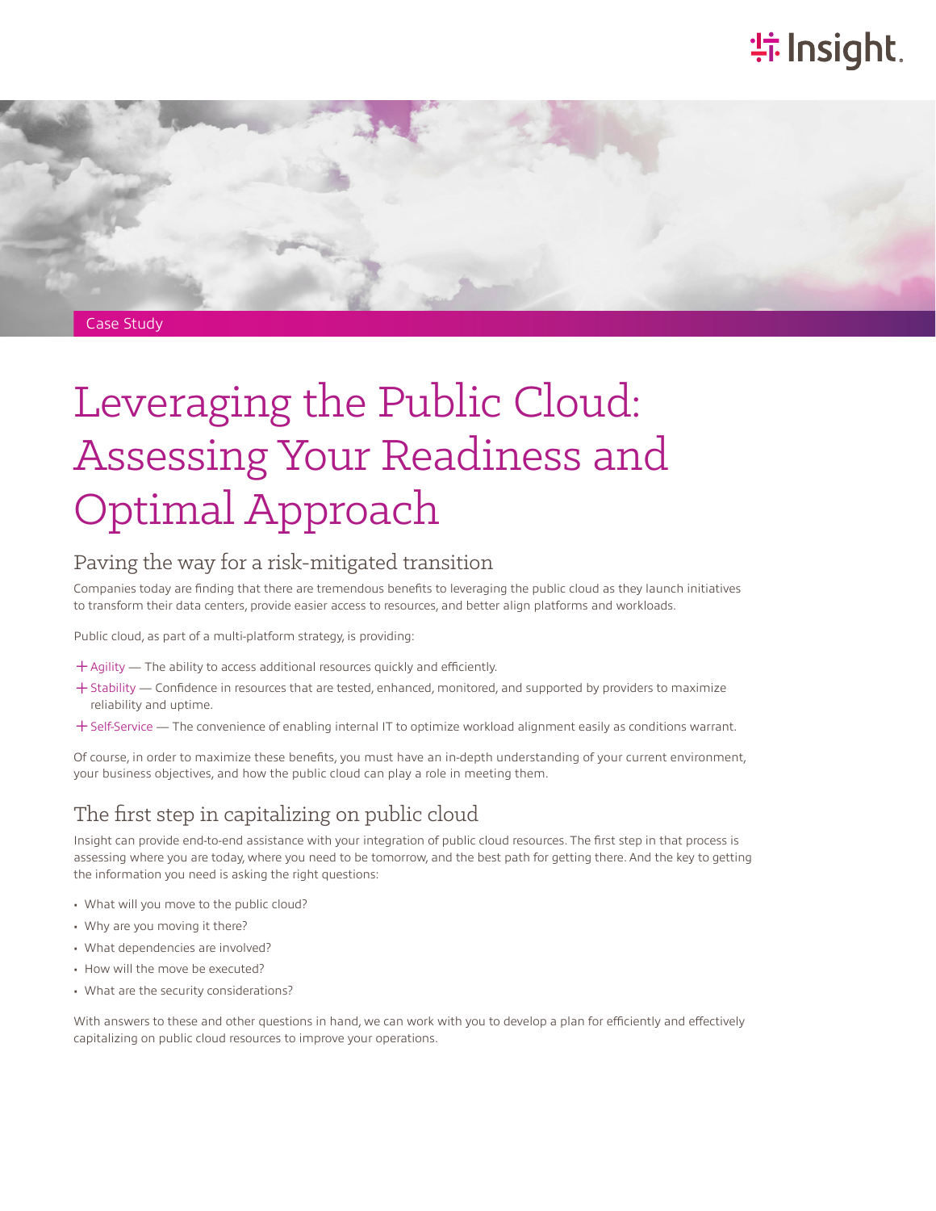Case Study

# Leveraging the Public Cloud: Assessing Your Readiness and Optimal Approach

## Paving the way for a risk-mitigated transition

Companies today are finding that there are tremendous benefits to leveraging the public cloud as they launch initiatives to transform their data centers, provide easier access to resources, and better align platforms and workloads.

Public cloud, as part of a multi-platform strategy, is providing:

+ Agility — The ability to access additional resources quickly and efficiently.
+ Stability — Confidence in resources that are tested, enhanced, monitored, and supported by providers to maximize reliability and uptime.
+ Self-Service — The convenience of enabling internal IT to optimize workload alignment easily as conditions warrant.

Of course, in order to maximize these benefits, you must have an in-depth understanding of your current environment, your business objectives, and how the public cloud can play a role in meeting them.

## The first step in capitalizing on public cloud

Insight can provide end-to-end assistance with your integration of public cloud resources. The first step in that process is assessing where you are today, where you need to be tomorrow, and the best path for getting there. And the key to getting the information you need is asking the right questions:

- What will you move to the public cloud?
- Why are you moving it there?
- What dependencies are involved?
- How will the move be executed?
- What are the security considerations?

With answers to these and other questions in hand, we can work with you to develop a plan for efficiently and effectively capitalizing on public cloud resources to improve your operations.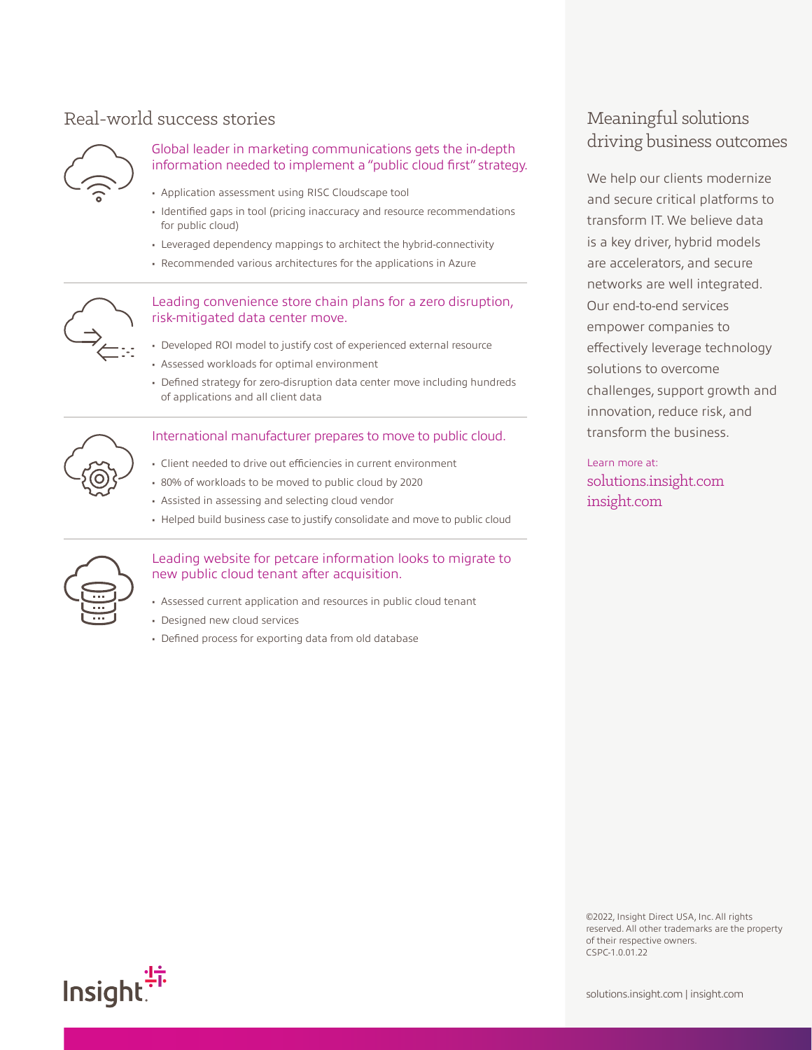## Real-world success stories

### Global leader in marketing communications gets the in-depth information needed to implement a "public cloud first" strategy.

- Application assessment using RISC Cloudscape tool
- Identified gaps in tool (pricing inaccuracy and resource recommendations for public cloud)
- Leveraged dependency mappings to architect the hybrid-connectivity
- Recommended various architectures for the applications in Azure

### Leading convenience store chain plans for a zero disruption, risk-mitigated data center move.

- Developed ROI model to justify cost of experienced external resource
- Assessed workloads for optimal environment
- Defined strategy for zero-disruption data center move including hundreds of applications and all client data

### International manufacturer prepares to move to public cloud.

- Client needed to drive out efficiencies in current environment
- 80% of workloads to be moved to public cloud by 2020
- Assisted in assessing and selecting cloud vendor
- Helped build business case to justify consolidate and move to public cloud

### Leading website for petcare information looks to migrate to new public cloud tenant after acquisition.

- Assessed current application and resources in public cloud tenant
- Designed new cloud services
- Defined process for exporting data from old database

## Meaningful solutions driving business outcomes

We help our clients modernize and secure critical platforms to transform IT. We believe data is a key driver, hybrid models are accelerators, and secure networks are well integrated. Our end-to-end services empower companies to effectively leverage technology solutions to overcome challenges, support growth and innovation, reduce risk, and transform the business.

Learn more at:
solutions.insight.com
insight.com

©2022, Insight Direct USA, Inc. All rights reserved. All other trademarks are the property of their respective owners.
CSPC-1.0.01.22

Insight.

solutions.insight.com | insight.com